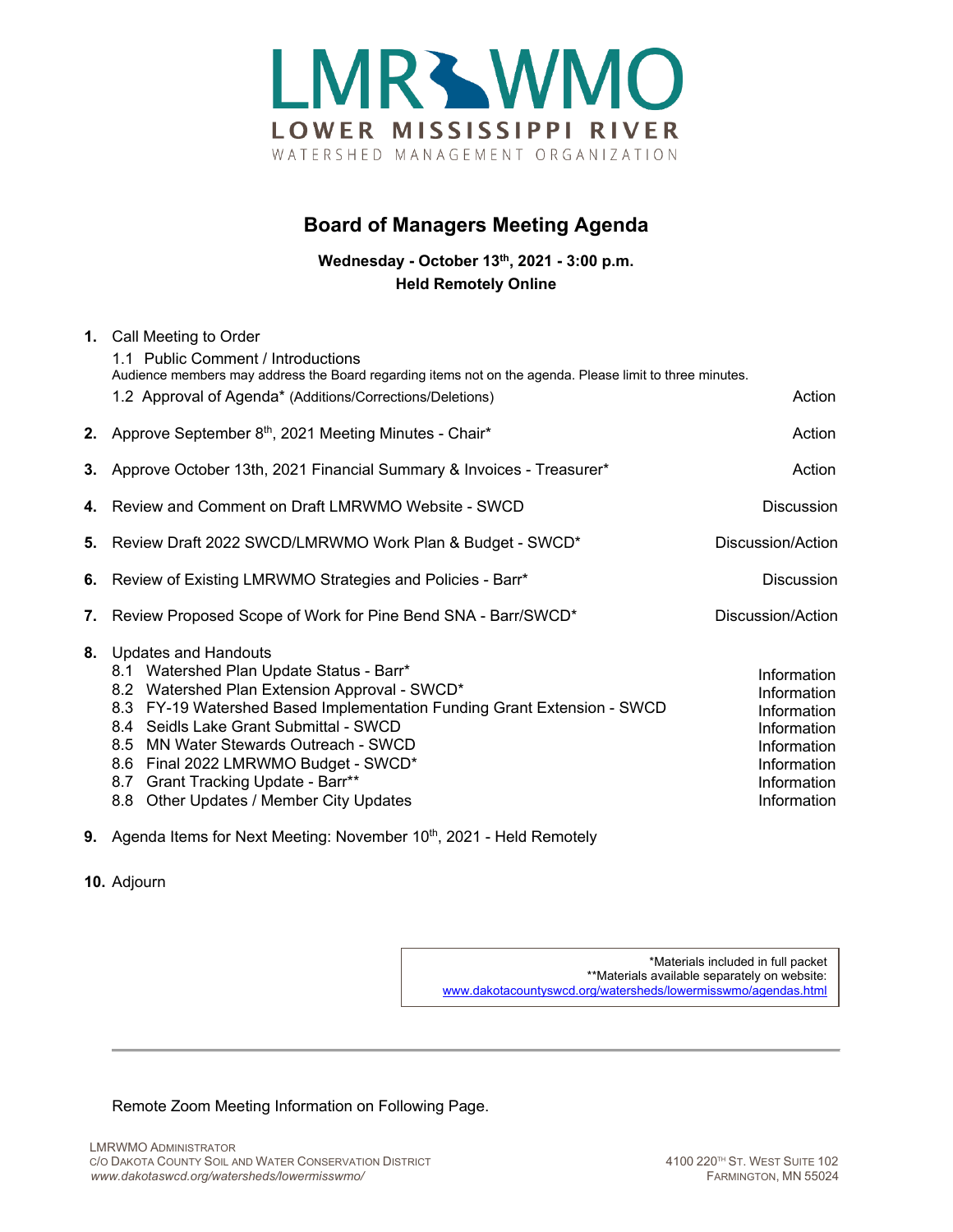# LMR WMO

**LOWER MISSISSIPPI RIVER**

WATERSHED MANAGEMENT ORGANIZATION

## Board of Managers Meeting Agenda

**Wednesday - October 13th, 2021 - 3:00 p.m.**
**Held Remotely Online**

| | Item | |
|---|---|---|
| **1.** | Call Meeting to Order | |
| | 1.1 Public Comment / Introductions<br>Audience members may address the Board regarding items not on the agenda. Please limit to three minutes. | |
| | 1.2 Approval of Agenda* (Additions/Corrections/Deletions) | Action |
| **2.** | Approve September 8th, 2021 Meeting Minutes - Chair* | Action |
| **3.** | Approve October 13th, 2021 Financial Summary & Invoices - Treasurer* | Action |
| **4.** | Review and Comment on Draft LMRWMO Website - SWCD | Discussion |
| **5.** | Review Draft 2022 SWCD/LMRWMO Work Plan & Budget - SWCD* | Discussion/Action |
| **6.** | Review of Existing LMRWMO Strategies and Policies - Barr* | Discussion |
| **7.** | Review Proposed Scope of Work for Pine Bend SNA - Barr/SWCD* | Discussion/Action |
| **8.** | Updates and Handouts | |
| | 8.1 Watershed Plan Update Status - Barr* | Information |
| | 8.2 Watershed Plan Extension Approval - SWCD* | Information |
| | 8.3 FY-19 Watershed Based Implementation Funding Grant Extension - SWCD | Information |
| | 8.4 Seidls Lake Grant Submittal - SWCD | Information |
| | 8.5 MN Water Stewards Outreach - SWCD | Information |
| | 8.6 Final 2022 LMRWMO Budget - SWCD* | Information |
| | 8.7 Grant Tracking Update - Barr** | Information |
| | 8.8 Other Updates / Member City Updates | Information |
| **9.** | Agenda Items for Next Meeting: November 10th, 2021 - Held Remotely | |
| **10.** | Adjourn | |

*Materials included in full packet
**Materials available separately on website:
www.dakotacountyswcd.org/watersheds/lowermisswmo/agendas.html

Remote Zoom Meeting Information on Following Page.

LMRWMO Administrator
c/o Dakota County Soil and Water Conservation District
*www.dakotaswcd.org/watersheds/lowermisswmo/*

4100 220th St. West Suite 102
Farmington, MN 55024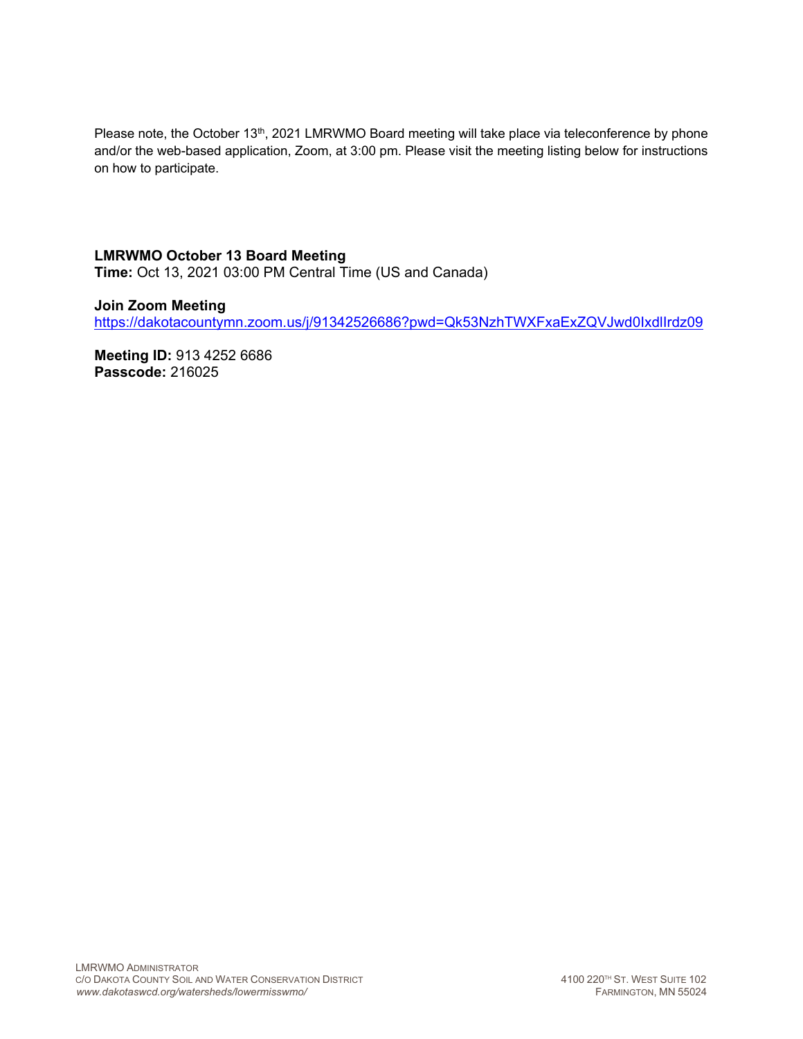Please note, the October 13th, 2021 LMRWMO Board meeting will take place via teleconference by phone and/or the web-based application, Zoom, at 3:00 pm. Please visit the meeting listing below for instructions on how to participate.

**LMRWMO October 13 Board Meeting**
**Time:** Oct 13, 2021 03:00 PM Central Time (US and Canada)

**Join Zoom Meeting**
https://dakotacountymn.zoom.us/j/91342526686?pwd=Qk53NzhTWXFxaExZQVJwd0IxdlIrdz09

**Meeting ID:** 913 4252 6686
**Passcode:** 216025